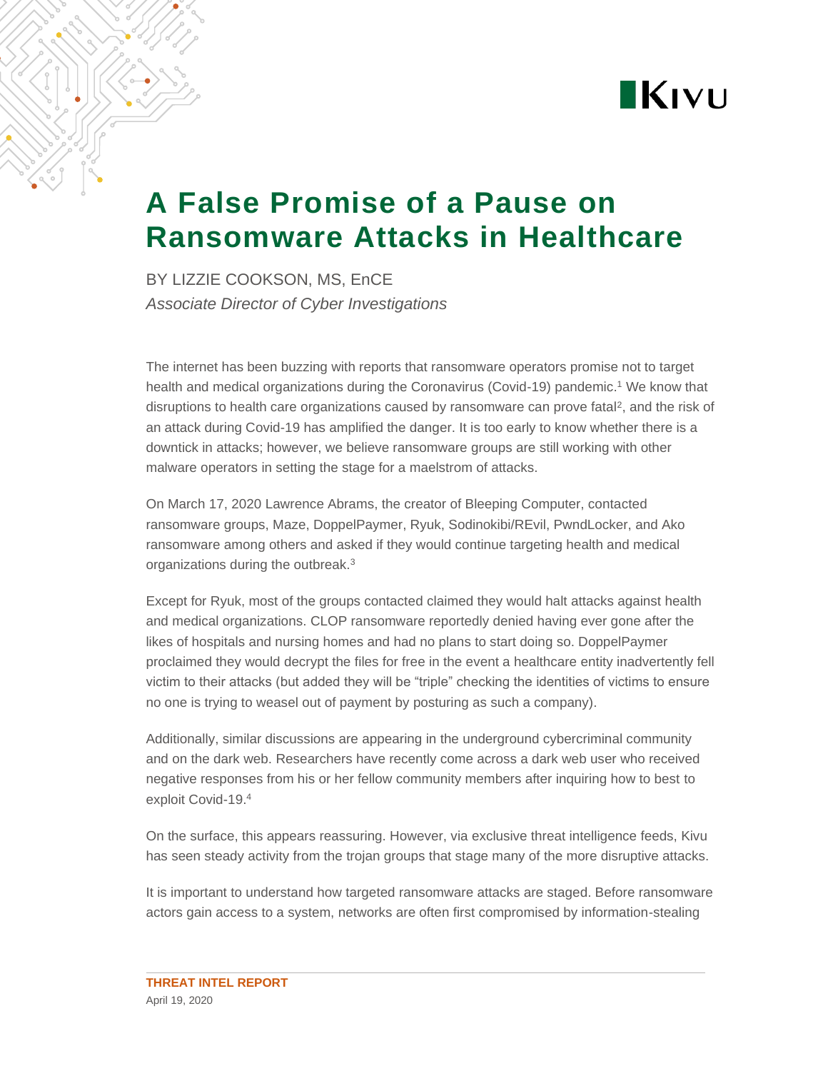# A False Promise of a Pause on Ransomware Attacks in Healthcare

BY LIZZIE COOKSON, MS, EnCE

*Associate Director of Cyber Investigations*

The internet has been buzzing with reports that ransomware operators promise not to target health and medical organizations during the Coronavirus (Covid-19) pandemic.[1] We know that disruptions to health care organizations caused by ransomware can prove fatal[2], and the risk of an attack during Covid-19 has amplified the danger. It is too early to know whether there is a downtick in attacks; however, we believe ransomware groups are still working with other malware operators in setting the stage for a maelstrom of attacks.

On March 17, 2020 Lawrence Abrams, the creator of Bleeping Computer, contacted ransomware groups, Maze, DoppelPaymer, Ryuk, Sodinokibi/REvil, PwndLocker, and Ako ransomware among others and asked if they would continue targeting health and medical organizations during the outbreak.[3]

Except for Ryuk, most of the groups contacted claimed they would halt attacks against health and medical organizations. CLOP ransomware reportedly denied having ever gone after the likes of hospitals and nursing homes and had no plans to start doing so. DoppelPaymer proclaimed they would decrypt the files for free in the event a healthcare entity inadvertently fell victim to their attacks (but added they will be "triple" checking the identities of victims to ensure no one is trying to weasel out of payment by posturing as such a company).

Additionally, similar discussions are appearing in the underground cybercriminal community and on the dark web. Researchers have recently come across a dark web user who received negative responses from his or her fellow community members after inquiring how to best to exploit Covid-19.[4]

On the surface, this appears reassuring. However, via exclusive threat intelligence feeds, Kivu has seen steady activity from the trojan groups that stage many of the more disruptive attacks.

It is important to understand how targeted ransomware attacks are staged. Before ransomware actors gain access to a system, networks are often first compromised by information-stealing

**THREAT INTEL REPORT**
April 19, 2020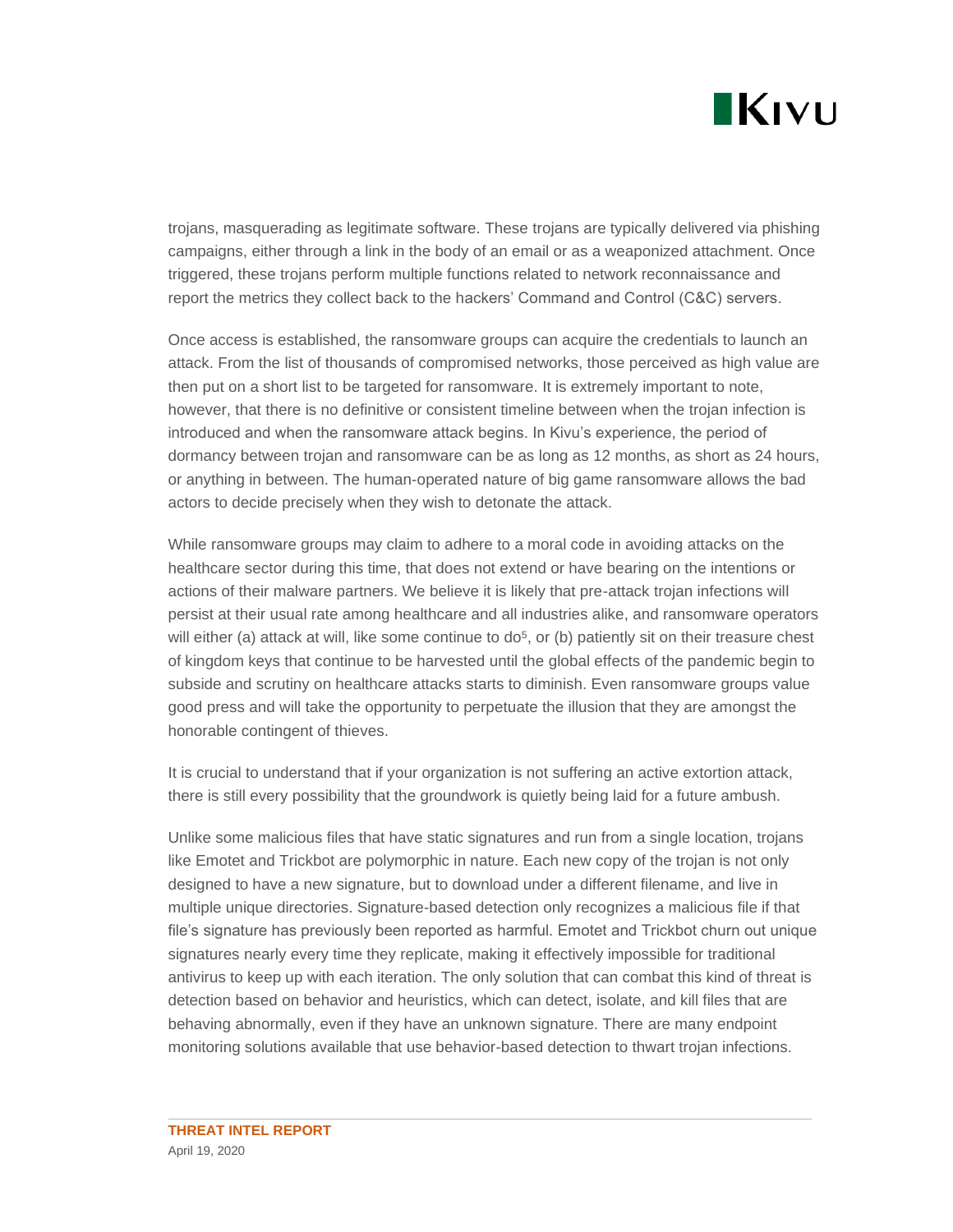trojans, masquerading as legitimate software. These trojans are typically delivered via phishing campaigns, either through a link in the body of an email or as a weaponized attachment. Once triggered, these trojans perform multiple functions related to network reconnaissance and report the metrics they collect back to the hackers' Command and Control (C&C) servers.

Once access is established, the ransomware groups can acquire the credentials to launch an attack. From the list of thousands of compromised networks, those perceived as high value are then put on a short list to be targeted for ransomware. It is extremely important to note, however, that there is no definitive or consistent timeline between when the trojan infection is introduced and when the ransomware attack begins. In Kivu's experience, the period of dormancy between trojan and ransomware can be as long as 12 months, as short as 24 hours, or anything in between. The human-operated nature of big game ransomware allows the bad actors to decide precisely when they wish to detonate the attack.

While ransomware groups may claim to adhere to a moral code in avoiding attacks on the healthcare sector during this time, that does not extend or have bearing on the intentions or actions of their malware partners. We believe it is likely that pre-attack trojan infections will persist at their usual rate among healthcare and all industries alike, and ransomware operators will either (a) attack at will, like some continue to do[5], or (b) patiently sit on their treasure chest of kingdom keys that continue to be harvested until the global effects of the pandemic begin to subside and scrutiny on healthcare attacks starts to diminish. Even ransomware groups value good press and will take the opportunity to perpetuate the illusion that they are amongst the honorable contingent of thieves.

It is crucial to understand that if your organization is not suffering an active extortion attack, there is still every possibility that the groundwork is quietly being laid for a future ambush.

Unlike some malicious files that have static signatures and run from a single location, trojans like Emotet and Trickbot are polymorphic in nature. Each new copy of the trojan is not only designed to have a new signature, but to download under a different filename, and live in multiple unique directories. Signature-based detection only recognizes a malicious file if that file's signature has previously been reported as harmful. Emotet and Trickbot churn out unique signatures nearly every time they replicate, making it effectively impossible for traditional antivirus to keep up with each iteration. The only solution that can combat this kind of threat is detection based on behavior and heuristics, which can detect, isolate, and kill files that are behaving abnormally, even if they have an unknown signature. There are many endpoint monitoring solutions available that use behavior-based detection to thwart trojan infections.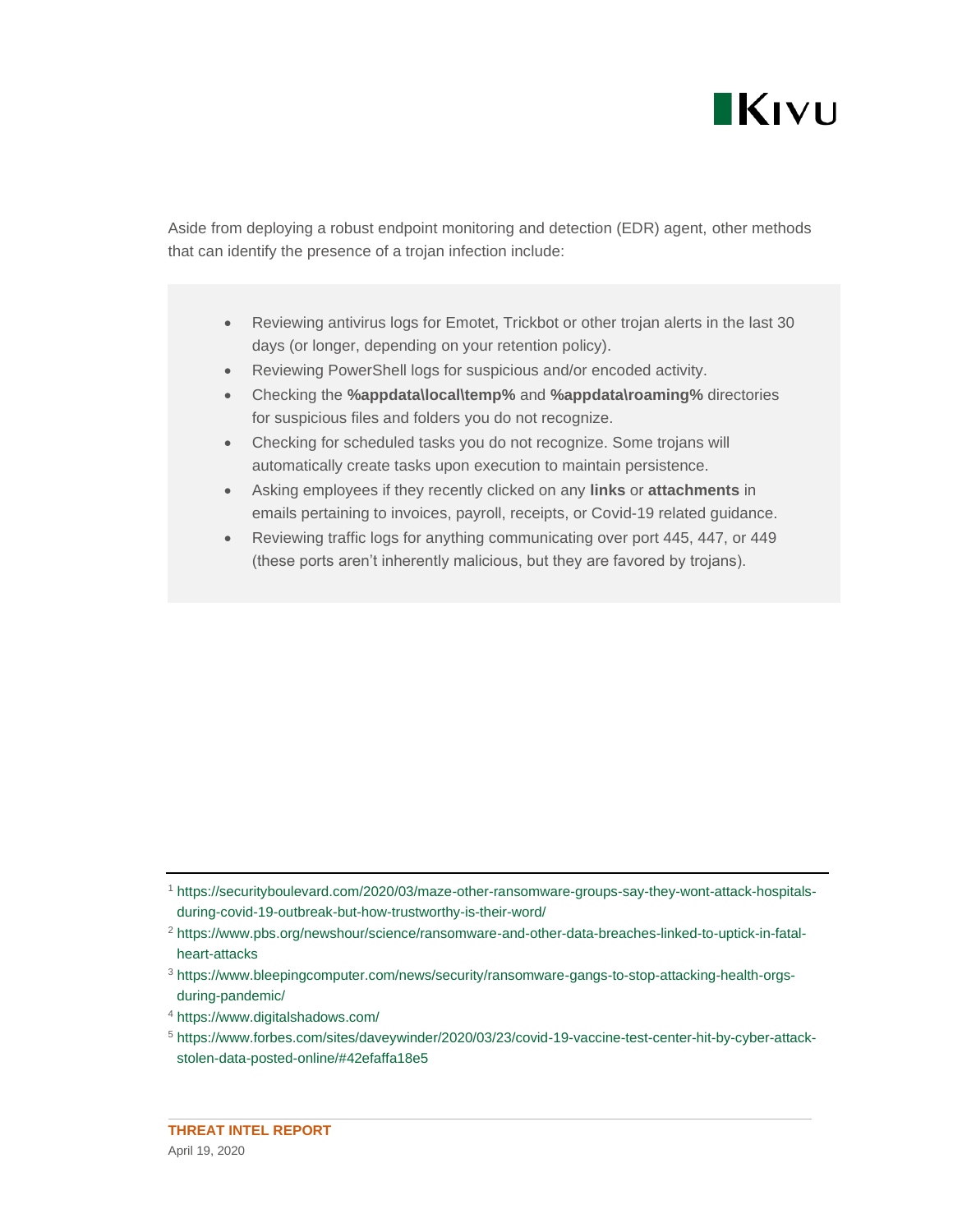Aside from deploying a robust endpoint monitoring and detection (EDR) agent, other methods that can identify the presence of a trojan infection include:

- Reviewing antivirus logs for Emotet, Trickbot or other trojan alerts in the last 30 days (or longer, depending on your retention policy).
- Reviewing PowerShell logs for suspicious and/or encoded activity.
- Checking the **%appdata\local\temp%** and **%appdata\roaming%** directories for suspicious files and folders you do not recognize.
- Checking for scheduled tasks you do not recognize. Some trojans will automatically create tasks upon execution to maintain persistence.
- Asking employees if they recently clicked on any **links** or **attachments** in emails pertaining to invoices, payroll, receipts, or Covid-19 related guidance.
- Reviewing traffic logs for anything communicating over port 445, 447, or 449 (these ports aren't inherently malicious, but they are favored by trojans).

---

[1] https://securityboulevard.com/2020/03/maze-other-ransomware-groups-say-they-wont-attack-hospitals-during-covid-19-outbreak-but-how-trustworthy-is-their-word/

[2] https://www.pbs.org/newshour/science/ransomware-and-other-data-breaches-linked-to-uptick-in-fatal-heart-attacks

[3] https://www.bleepingcomputer.com/news/security/ransomware-gangs-to-stop-attacking-health-orgs-during-pandemic/

[4] https://www.digitalshadows.com/

[5] https://www.forbes.com/sites/daveywinder/2020/03/23/covid-19-vaccine-test-center-hit-by-cyber-attack-stolen-data-posted-online/#42efaffa18e5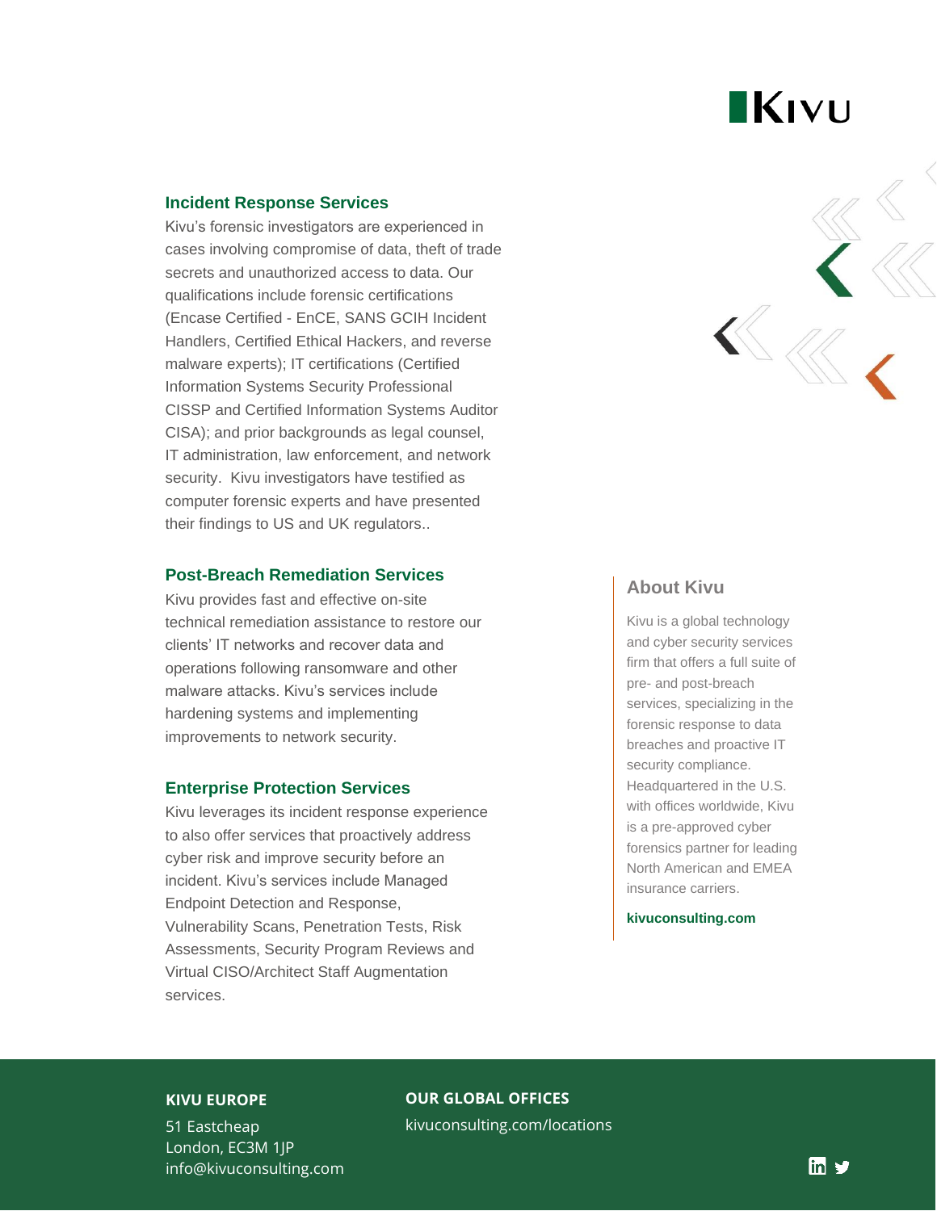KIVU

## Incident Response Services

Kivu's forensic investigators are experienced in cases involving compromise of data, theft of trade secrets and unauthorized access to data. Our qualifications include forensic certifications (Encase Certified - EnCE, SANS GCIH Incident Handlers, Certified Ethical Hackers, and reverse malware experts); IT certifications (Certified Information Systems Security Professional CISSP and Certified Information Systems Auditor CISA); and prior backgrounds as legal counsel, IT administration, law enforcement, and network security. Kivu investigators have testified as computer forensic experts and have presented their findings to US and UK regulators..

## Post-Breach Remediation Services

Kivu provides fast and effective on-site technical remediation assistance to restore our clients' IT networks and recover data and operations following ransomware and other malware attacks. Kivu's services include hardening systems and implementing improvements to network security.

## Enterprise Protection Services

Kivu leverages its incident response experience to also offer services that proactively address cyber risk and improve security before an incident. Kivu's services include Managed Endpoint Detection and Response, Vulnerability Scans, Penetration Tests, Risk Assessments, Security Program Reviews and Virtual CISO/Architect Staff Augmentation services.

## About Kivu

Kivu is a global technology and cyber security services firm that offers a full suite of pre- and post-breach services, specializing in the forensic response to data breaches and proactive IT security compliance. Headquartered in the U.S. with offices worldwide, Kivu is a pre-approved cyber forensics partner for leading North American and EMEA insurance carriers.

**kivuconsulting.com**

**KIVU EUROPE**

51 Eastcheap
London, EC3M 1JP
info@kivuconsulting.com

**OUR GLOBAL OFFICES**

kivuconsulting.com/locations